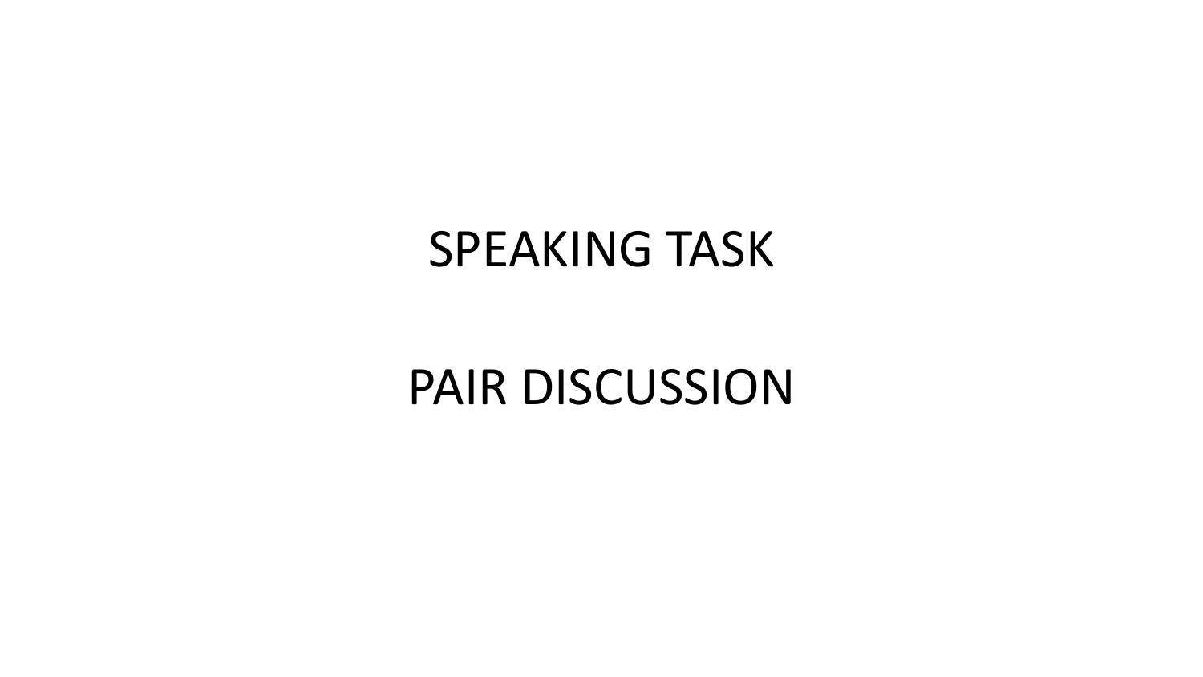# SPEAKING TASK

# PAIR DISCUSSION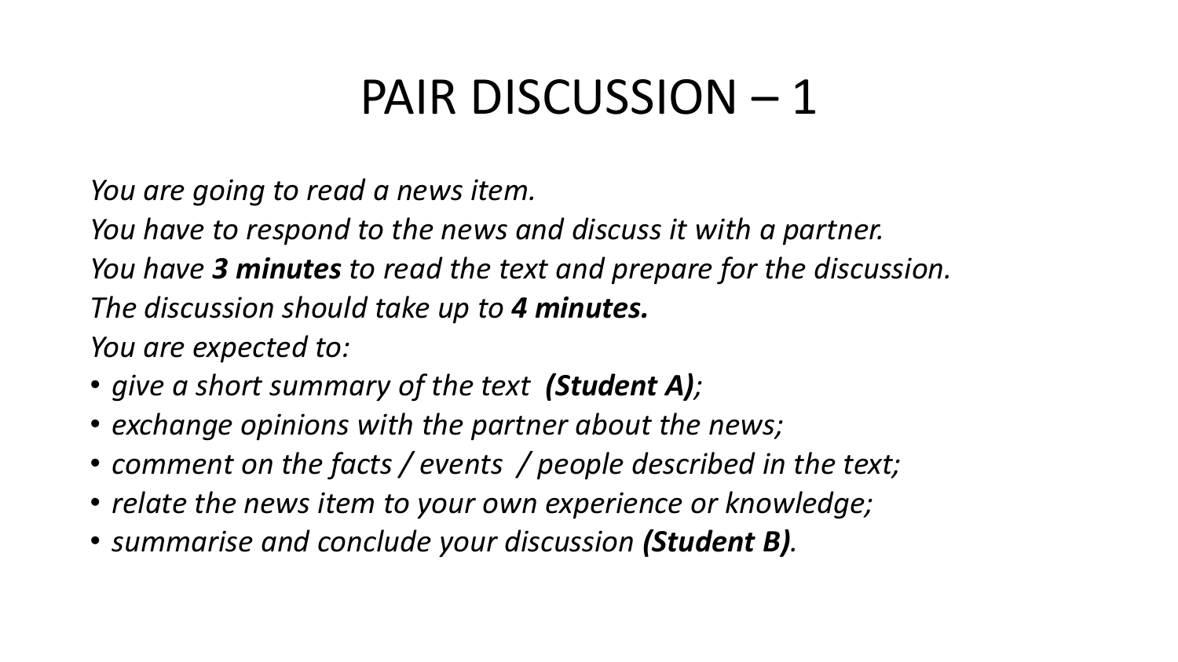# PAIR DISCUSSION – 1

*You are going to read a news item.*

*You have to respond to the news and discuss it with a partner.*

*You have **3 minutes** to read the text and prepare for the discussion.*

*The discussion should take up to **4 minutes.***

*You are expected to:*

- *give a short summary of the text **(Student A)**;*
- *exchange opinions with the partner about the news;*
- *comment on the facts / events / people described in the text;*
- *relate the news item to your own experience or knowledge;*
- *summarise and conclude your discussion **(Student B)**.*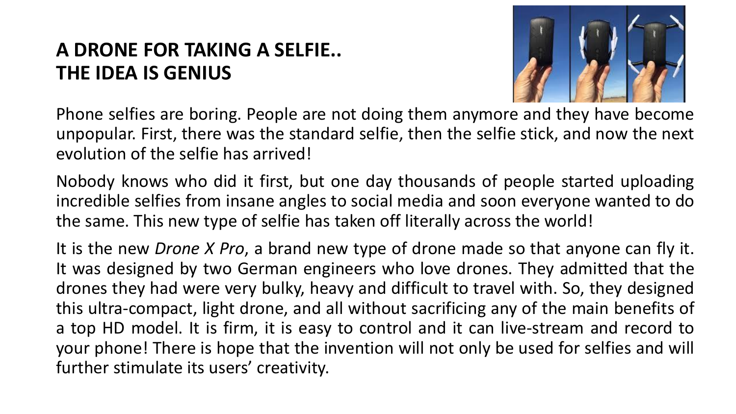## A DRONE FOR TAKING A SELFIE..
## THE IDEA IS GENIUS

Phone selfies are boring. People are not doing them anymore and they have become unpopular. First, there was the standard selfie, then the selfie stick, and now the next evolution of the selfie has arrived!

Nobody knows who did it first, but one day thousands of people started uploading incredible selfies from insane angles to social media and soon everyone wanted to do the same. This new type of selfie has taken off literally across the world!

It is the new *Drone X Pro*, a brand new type of drone made so that anyone can fly it. It was designed by two German engineers who love drones. They admitted that the drones they had were very bulky, heavy and difficult to travel with. So, they designed this ultra-compact, light drone, and all without sacrificing any of the main benefits of a top HD model. It is firm, it is easy to control and it can live-stream and record to your phone! There is hope that the invention will not only be used for selfies and will further stimulate its users' creativity.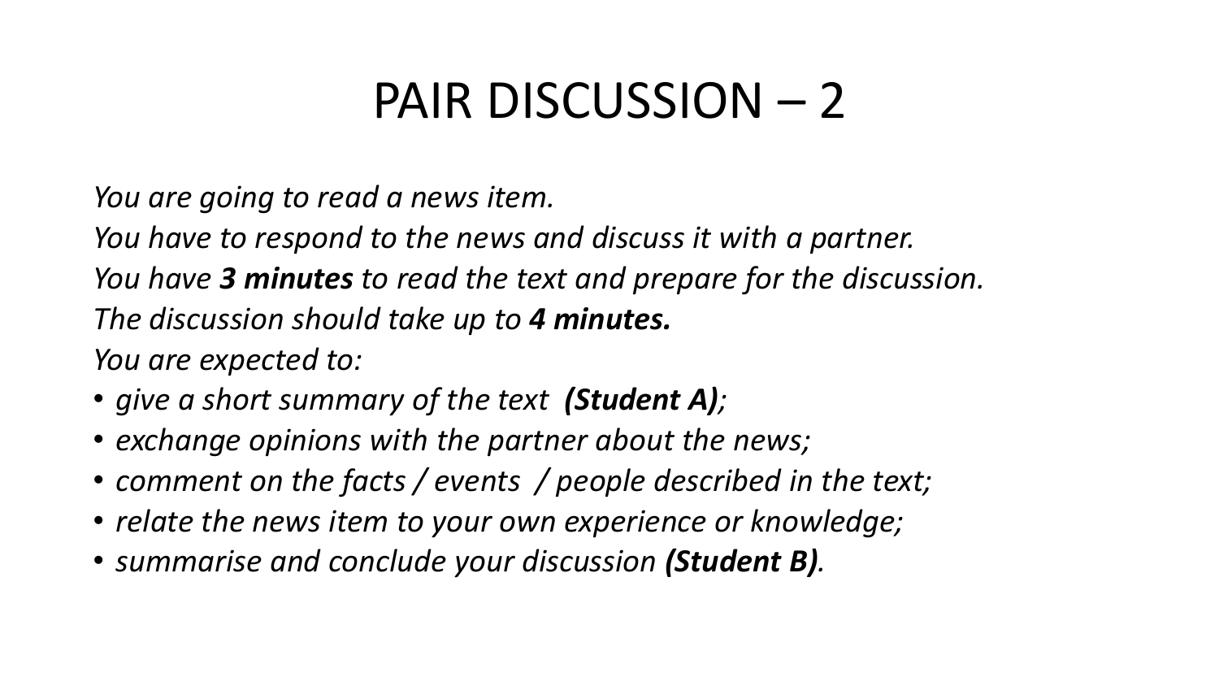# PAIR DISCUSSION – 2

*You are going to read a news item.*

*You have to respond to the news and discuss it with a partner.*

*You have **3 minutes** to read the text and prepare for the discussion.*

*The discussion should take up to **4 minutes.***

*You are expected to:*

- *give a short summary of the text **(Student A)**;*
- *exchange opinions with the partner about the news;*
- *comment on the facts / events / people described in the text;*
- *relate the news item to your own experience or knowledge;*
- *summarise and conclude your discussion **(Student B)**.*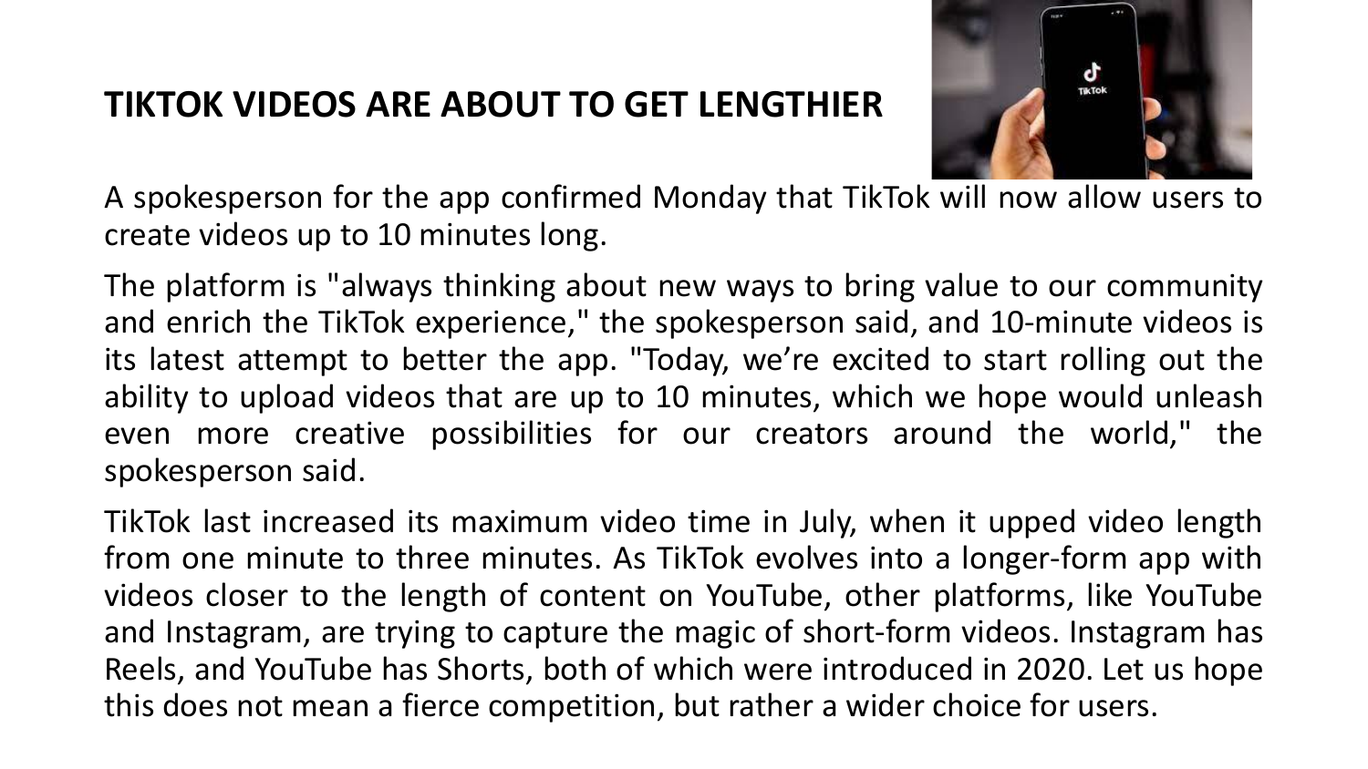# TIKTOK VIDEOS ARE ABOUT TO GET LENGTHIER

A spokesperson for the app confirmed Monday that TikTok will now allow users to create videos up to 10 minutes long.

The platform is "always thinking about new ways to bring value to our community and enrich the TikTok experience," the spokesperson said, and 10-minute videos is its latest attempt to better the app. "Today, we're excited to start rolling out the ability to upload videos that are up to 10 minutes, which we hope would unleash even more creative possibilities for our creators around the world," the spokesperson said.

TikTok last increased its maximum video time in July, when it upped video length from one minute to three minutes. As TikTok evolves into a longer-form app with videos closer to the length of content on YouTube, other platforms, like YouTube and Instagram, are trying to capture the magic of short-form videos. Instagram has Reels, and YouTube has Shorts, both of which were introduced in 2020. Let us hope this does not mean a fierce competition, but rather a wider choice for users.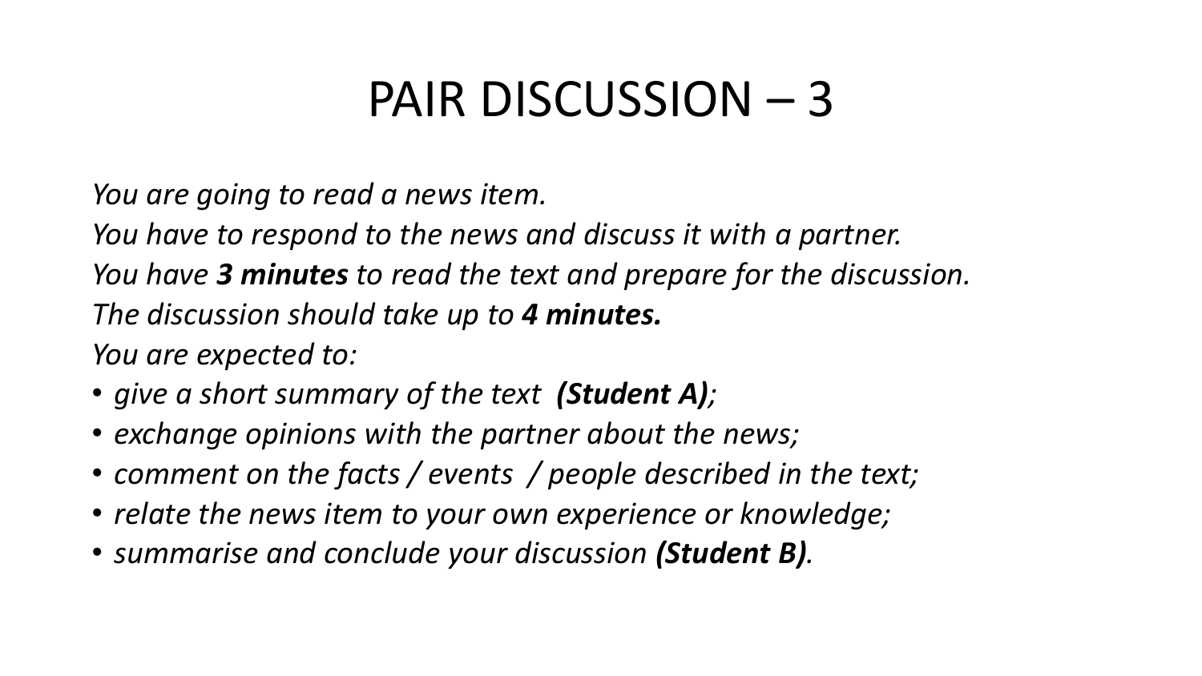# PAIR DISCUSSION – 3

*You are going to read a news item.*

*You have to respond to the news and discuss it with a partner.*

*You have **3 minutes** to read the text and prepare for the discussion.*

*The discussion should take up to **4 minutes.***

*You are expected to:*

- *give a short summary of the text **(Student A)**;*
- *exchange opinions with the partner about the news;*
- *comment on the facts / events / people described in the text;*
- *relate the news item to your own experience or knowledge;*
- *summarise and conclude your discussion **(Student B)**.*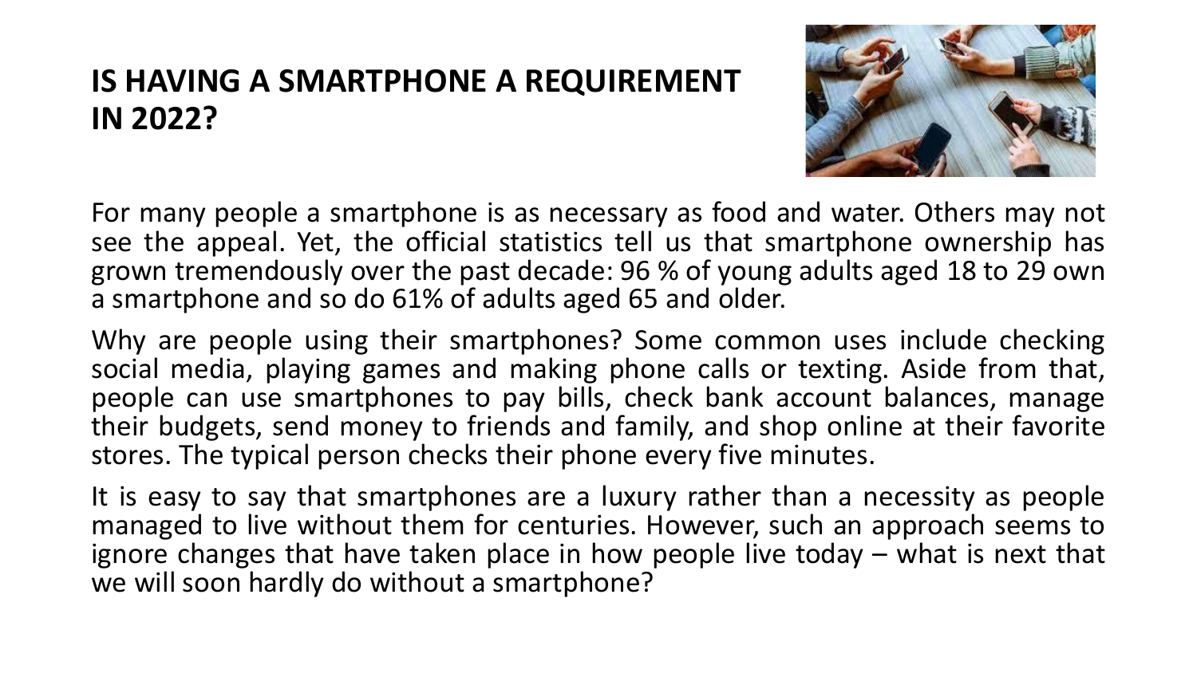# IS HAVING A SMARTPHONE A REQUIREMENT IN 2022?

For many people a smartphone is as necessary as food and water. Others may not see the appeal. Yet, the official statistics tell us that smartphone ownership has grown tremendously over the past decade: 96 % of young adults aged 18 to 29 own a smartphone and so do 61% of adults aged 65 and older.

Why are people using their smartphones? Some common uses include checking social media, playing games and making phone calls or texting. Aside from that, people can use smartphones to pay bills, check bank account balances, manage their budgets, send money to friends and family, and shop online at their favorite stores. The typical person checks their phone every five minutes.

It is easy to say that smartphones are a luxury rather than a necessity as people managed to live without them for centuries. However, such an approach seems to ignore changes that have taken place in how people live today – what is next that we will soon hardly do without a smartphone?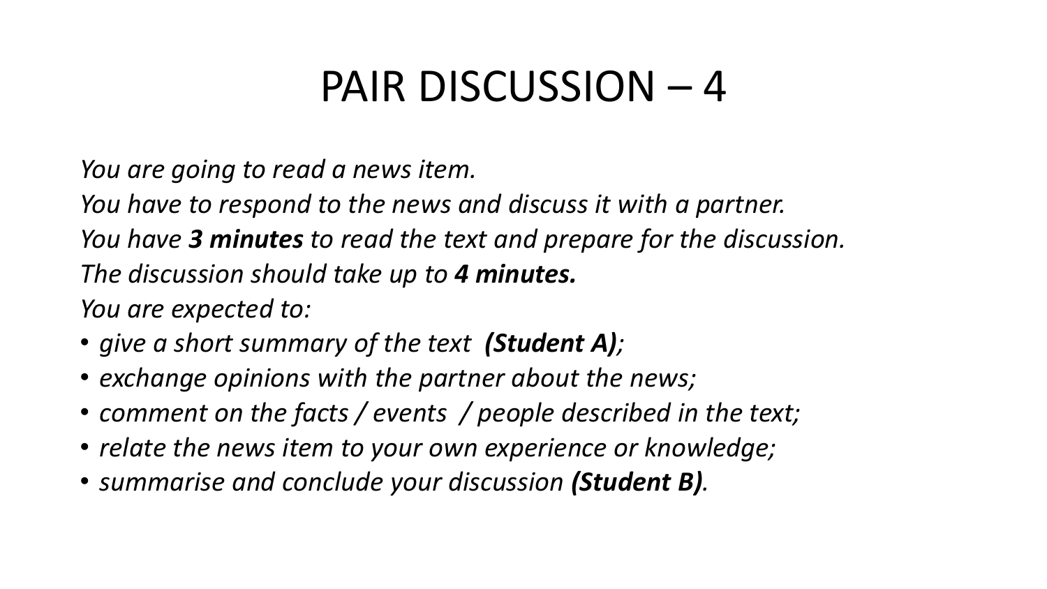# PAIR DISCUSSION – 4

*You are going to read a news item.*

*You have to respond to the news and discuss it with a partner.*

*You have **3 minutes** to read the text and prepare for the discussion.*

*The discussion should take up to **4 minutes.***

*You are expected to:*

- *give a short summary of the text **(Student A)**;*
- *exchange opinions with the partner about the news;*
- *comment on the facts / events / people described in the text;*
- *relate the news item to your own experience or knowledge;*
- *summarise and conclude your discussion **(Student B)**.*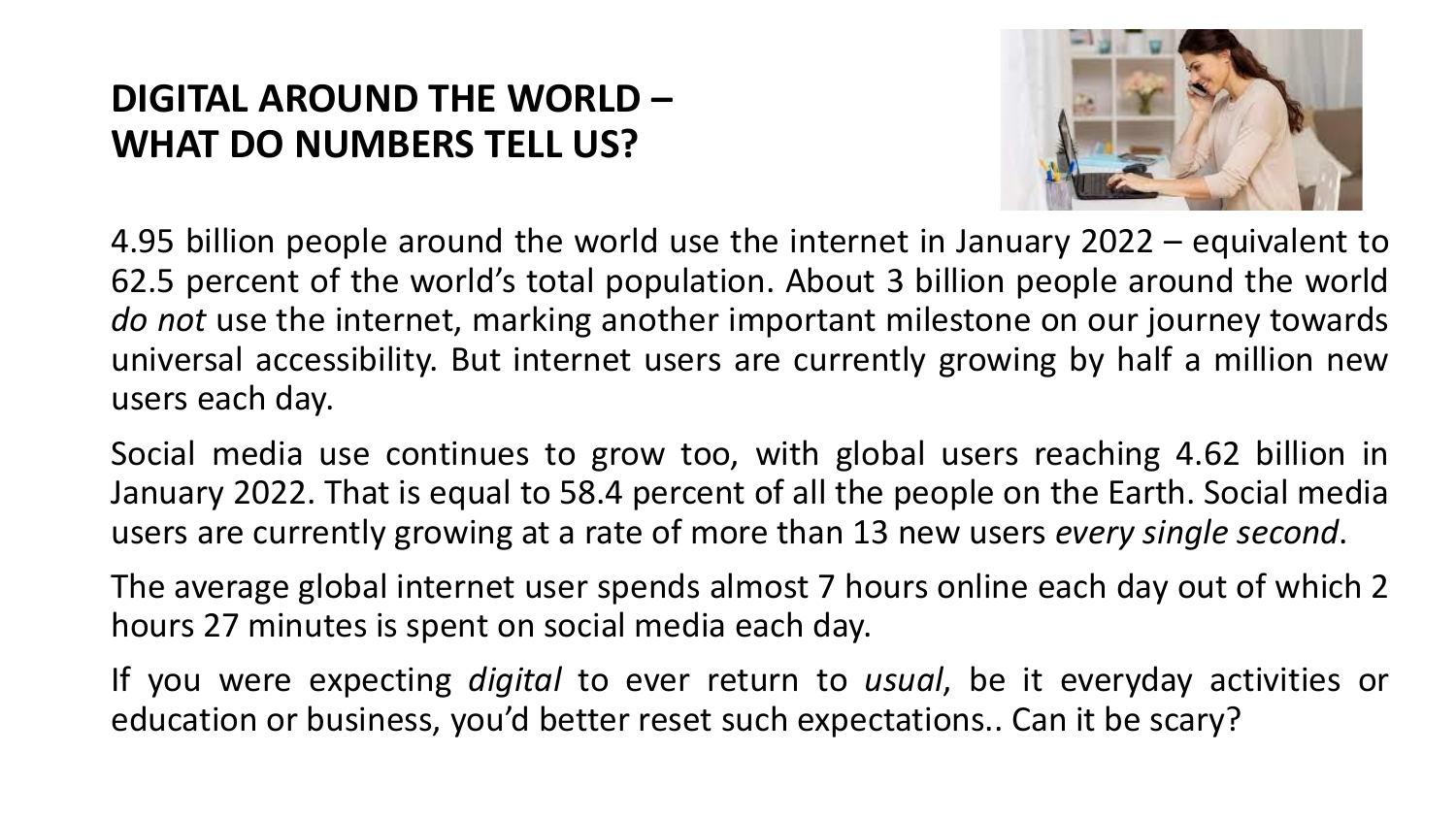# DIGITAL AROUND THE WORLD – WHAT DO NUMBERS TELL US?

4.95 billion people around the world use the internet in January 2022 – equivalent to 62.5 percent of the world's total population. About 3 billion people around the world *do not* use the internet, marking another important milestone on our journey towards universal accessibility. But internet users are currently growing by half a million new users each day.

Social media use continues to grow too, with global users reaching 4.62 billion in January 2022. That is equal to 58.4 percent of all the people on the Earth. Social media users are currently growing at a rate of more than 13 new users *every single second*.

The average global internet user spends almost 7 hours online each day out of which 2 hours 27 minutes is spent on social media each day.

If you were expecting *digital* to ever return to *usual*, be it everyday activities or education or business, you'd better reset such expectations.. Can it be scary?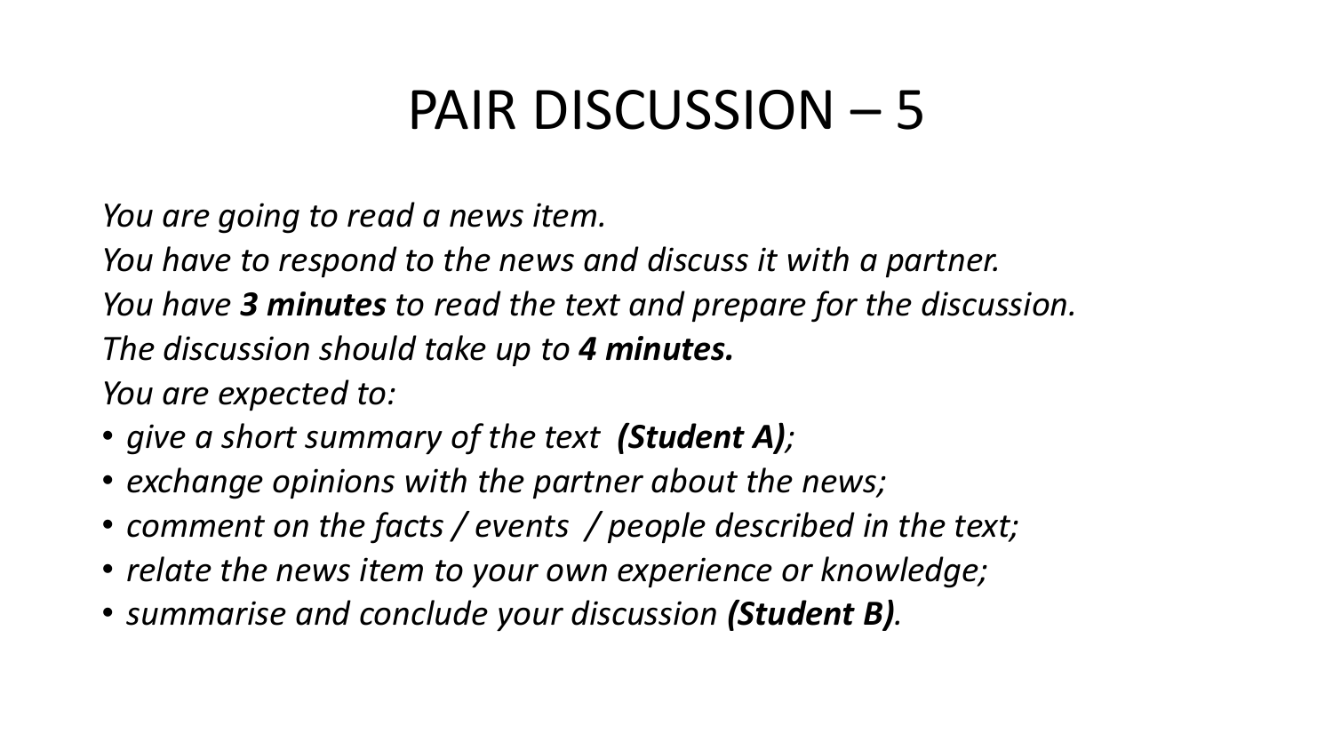# PAIR DISCUSSION – 5

*You are going to read a news item.*

*You have to respond to the news and discuss it with a partner.*

*You have **3 minutes** to read the text and prepare for the discussion.*

*The discussion should take up to **4 minutes.***

*You are expected to:*

- *give a short summary of the text **(Student A)**;*
- *exchange opinions with the partner about the news;*
- *comment on the facts / events / people described in the text;*
- *relate the news item to your own experience or knowledge;*
- *summarise and conclude your discussion **(Student B)**.*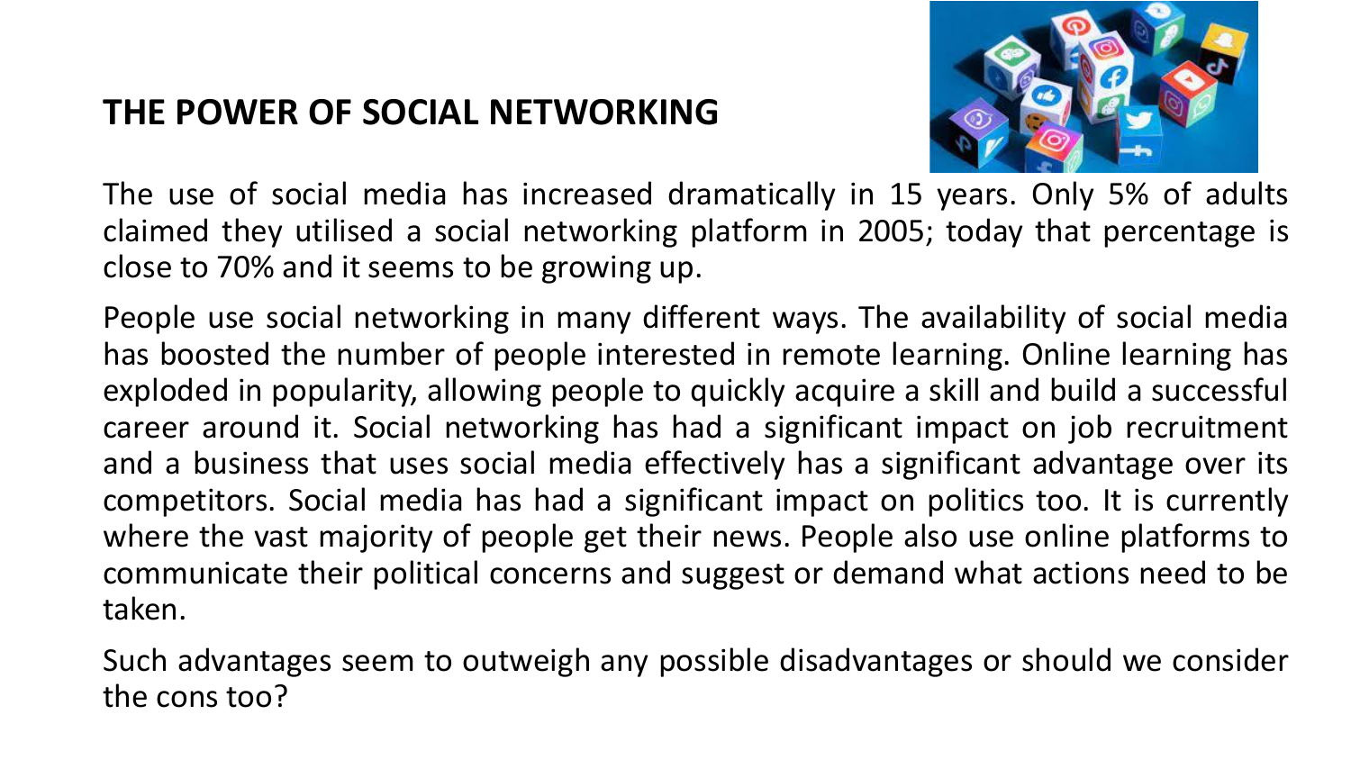## THE POWER OF SOCIAL NETWORKING

The use of social media has increased dramatically in 15 years. Only 5% of adults claimed they utilised a social networking platform in 2005; today that percentage is close to 70% and it seems to be growing up.

People use social networking in many different ways. The availability of social media has boosted the number of people interested in remote learning. Online learning has exploded in popularity, allowing people to quickly acquire a skill and build a successful career around it. Social networking has had a significant impact on job recruitment and a business that uses social media effectively has a significant advantage over its competitors. Social media has had a significant impact on politics too. It is currently where the vast majority of people get their news. People also use online platforms to communicate their political concerns and suggest or demand what actions need to be taken.

Such advantages seem to outweigh any possible disadvantages or should we consider the cons too?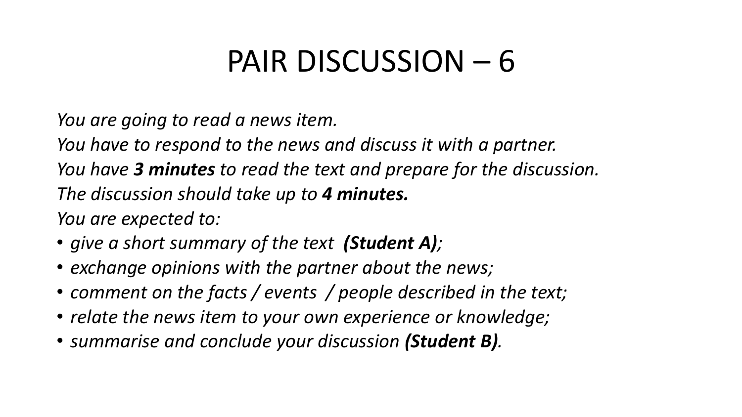# PAIR DISCUSSION – 6

*You are going to read a news item.*

*You have to respond to the news and discuss it with a partner.*

*You have **3 minutes** to read the text and prepare for the discussion.*

*The discussion should take up to **4 minutes.***

*You are expected to:*

- *give a short summary of the text **(Student A)**;*
- *exchange opinions with the partner about the news;*
- *comment on the facts / events / people described in the text;*
- *relate the news item to your own experience or knowledge;*
- *summarise and conclude your discussion **(Student B)**.*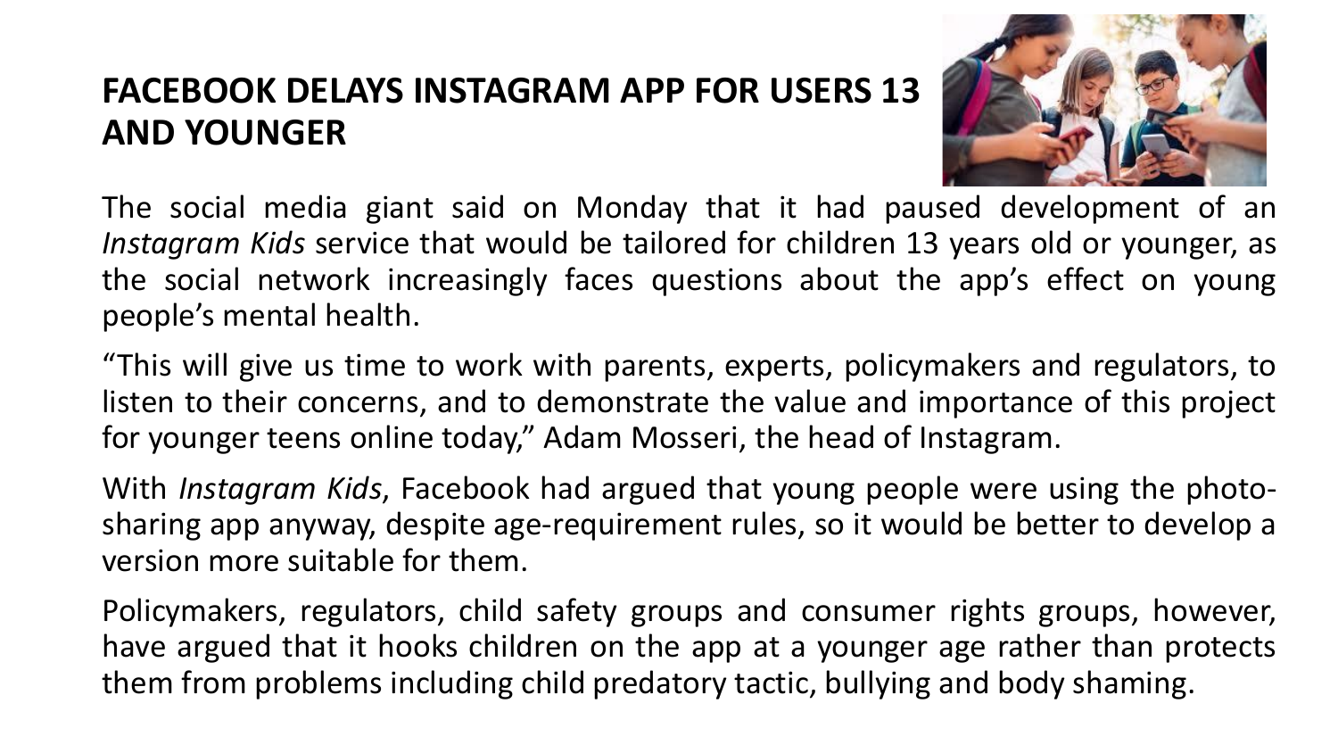## FACEBOOK DELAYS INSTAGRAM APP FOR USERS 13 AND YOUNGER

The social media giant said on Monday that it had paused development of an *Instagram Kids* service that would be tailored for children 13 years old or younger, as the social network increasingly faces questions about the app's effect on young people's mental health.

"This will give us time to work with parents, experts, policymakers and regulators, to listen to their concerns, and to demonstrate the value and importance of this project for younger teens online today," Adam Mosseri, the head of Instagram.

With *Instagram Kids*, Facebook had argued that young people were using the photo-sharing app anyway, despite age-requirement rules, so it would be better to develop a version more suitable for them.

Policymakers, regulators, child safety groups and consumer rights groups, however, have argued that it hooks children on the app at a younger age rather than protects them from problems including child predatory tactic, bullying and body shaming.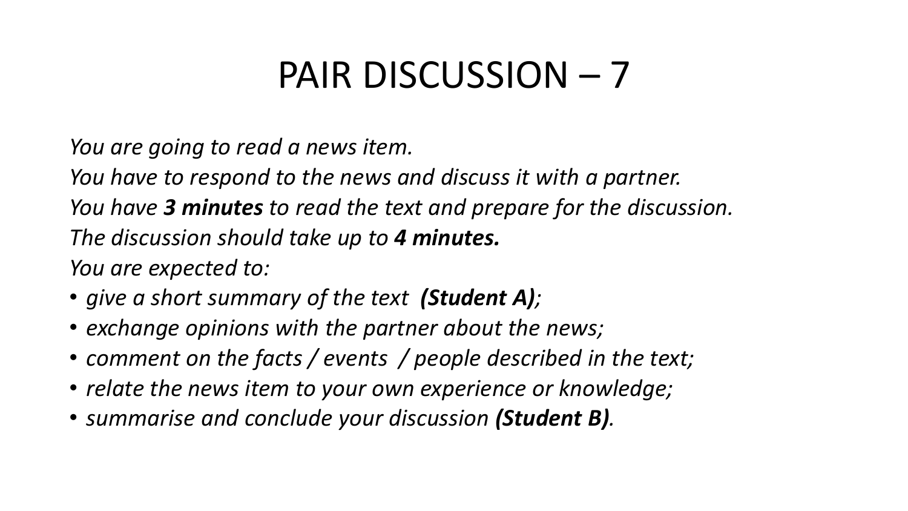# PAIR DISCUSSION – 7

*You are going to read a news item.*

*You have to respond to the news and discuss it with a partner.*

*You have **3 minutes** to read the text and prepare for the discussion.*

*The discussion should take up to **4 minutes.***

*You are expected to:*

- *give a short summary of the text **(Student A)**;*
- *exchange opinions with the partner about the news;*
- *comment on the facts / events / people described in the text;*
- *relate the news item to your own experience or knowledge;*
- *summarise and conclude your discussion **(Student B)**.*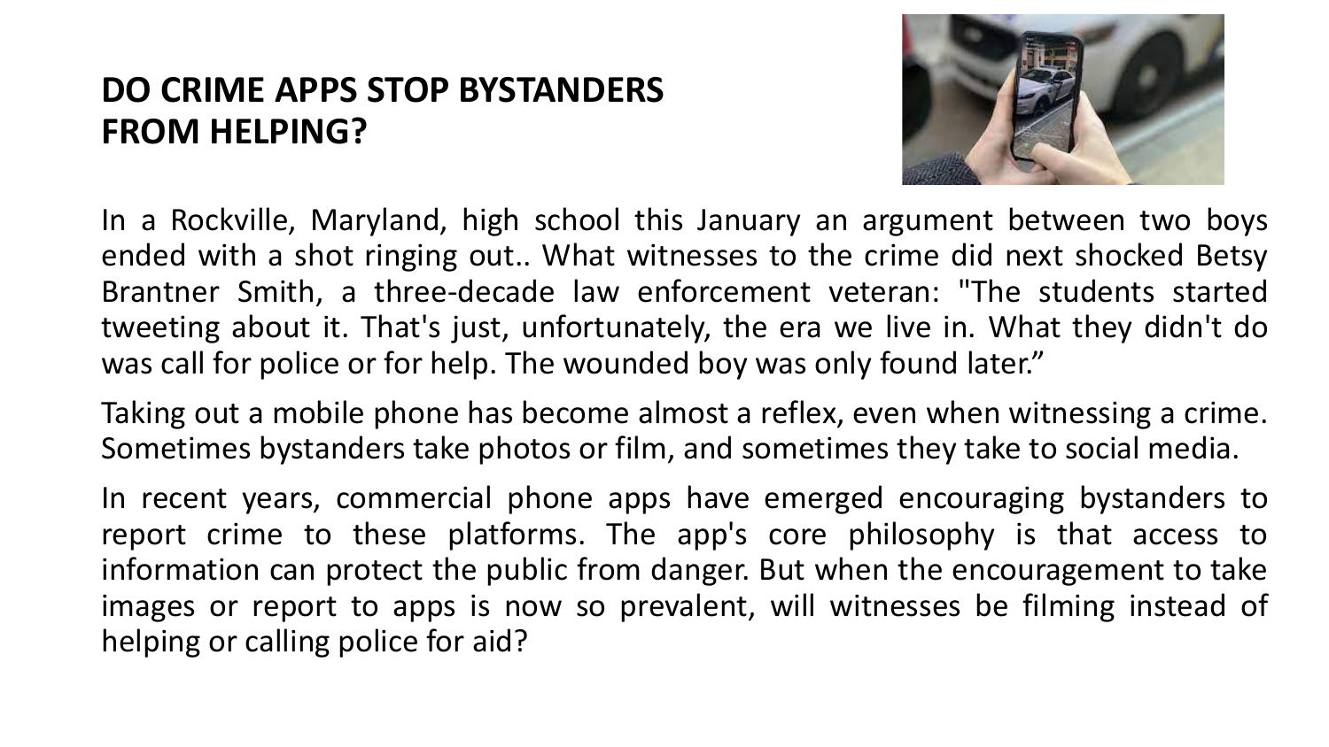# DO CRIME APPS STOP BYSTANDERS FROM HELPING?

In a Rockville, Maryland, high school this January an argument between two boys ended with a shot ringing out.. What witnesses to the crime did next shocked Betsy Brantner Smith, a three-decade law enforcement veteran: "The students started tweeting about it. That's just, unfortunately, the era we live in. What they didn't do was call for police or for help. The wounded boy was only found later."

Taking out a mobile phone has become almost a reflex, even when witnessing a crime. Sometimes bystanders take photos or film, and sometimes they take to social media.

In recent years, commercial phone apps have emerged encouraging bystanders to report crime to these platforms. The app's core philosophy is that access to information can protect the public from danger. But when the encouragement to take images or report to apps is now so prevalent, will witnesses be filming instead of helping or calling police for aid?